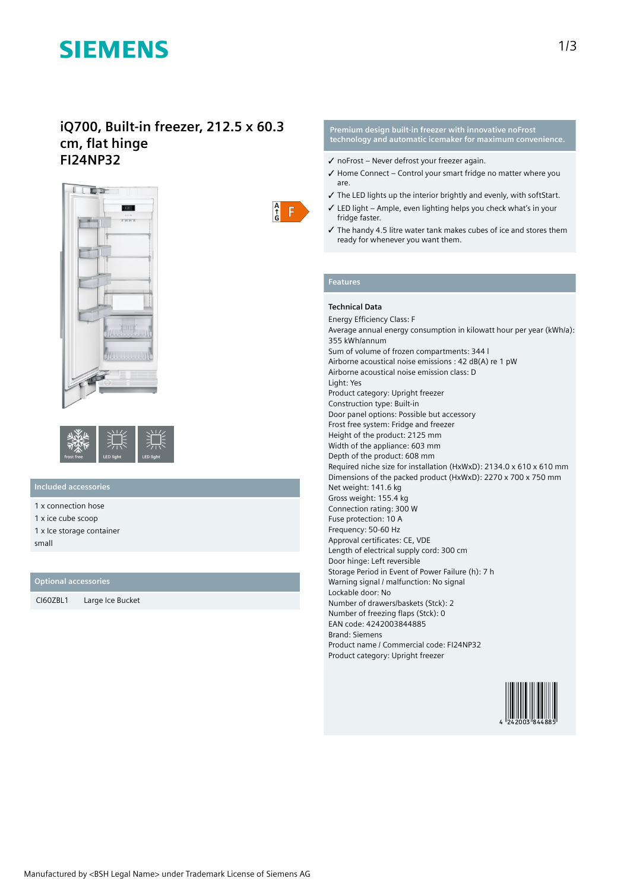SIEMENS

# iQ700, Built-in freezer, 212.5 x 60.3 cm, flat hinge
# FI24NP32

F

Frost free | LED light | LED light

## Included accessories

1 x connection hose
1 x ice cube scoop
1 x Ice storage container small

## Optional accessories

| CI60ZBL1 | Large Ice Bucket |
|---|---|

## Premium design built-in freezer with innovative noFrost technology and automatic icemaker for maximum convenience.

- ✓ noFrost – Never defrost your freezer again.
- ✓ Home Connect – Control your smart fridge no matter where you are.
- ✓ The LED lights up the interior brightly and evenly, with softStart.
- ✓ LED light – Ample, even lighting helps you check what's in your fridge faster.
- ✓ The handy 4.5 litre water tank makes cubes of ice and stores them ready for whenever you want them.

## Features

### Technical Data

Energy Efficiency Class: F
Average annual energy consumption in kilowatt hour per year (kWh/a): 355 kWh/annum
Sum of volume of frozen compartments: 344 l
Airborne acoustical noise emissions : 42 dB(A) re 1 pW
Airborne acoustical noise emission class: D
Light: Yes
Product category: Upright freezer
Construction type: Built-in
Door panel options: Possible but accessory
Frost free system: Fridge and freezer
Height of the product: 2125 mm
Width of the appliance: 603 mm
Depth of the product: 608 mm
Required niche size for installation (HxWxD): 2134.0 x 610 x 610 mm
Dimensions of the packed product (HxWxD): 2270 x 700 x 750 mm
Net weight: 141.6 kg
Gross weight: 155.4 kg
Connection rating: 300 W
Fuse protection: 10 A
Frequency: 50-60 Hz
Approval certificates: CE, VDE
Length of electrical supply cord: 300 cm
Door hinge: Left reversible
Storage Period in Event of Power Failure (h): 7 h
Warning signal / malfunction: No signal
Lockable door: No
Number of drawers/baskets (Stck): 2
Number of freezing flaps (Stck): 0
EAN code: 4242003844885
Brand: Siemens
Product name / Commercial code: FI24NP32
Product category: Upright freezer

4 242003 844885

Manufactured by <BSH Legal Name> under Trademark License of Siemens AG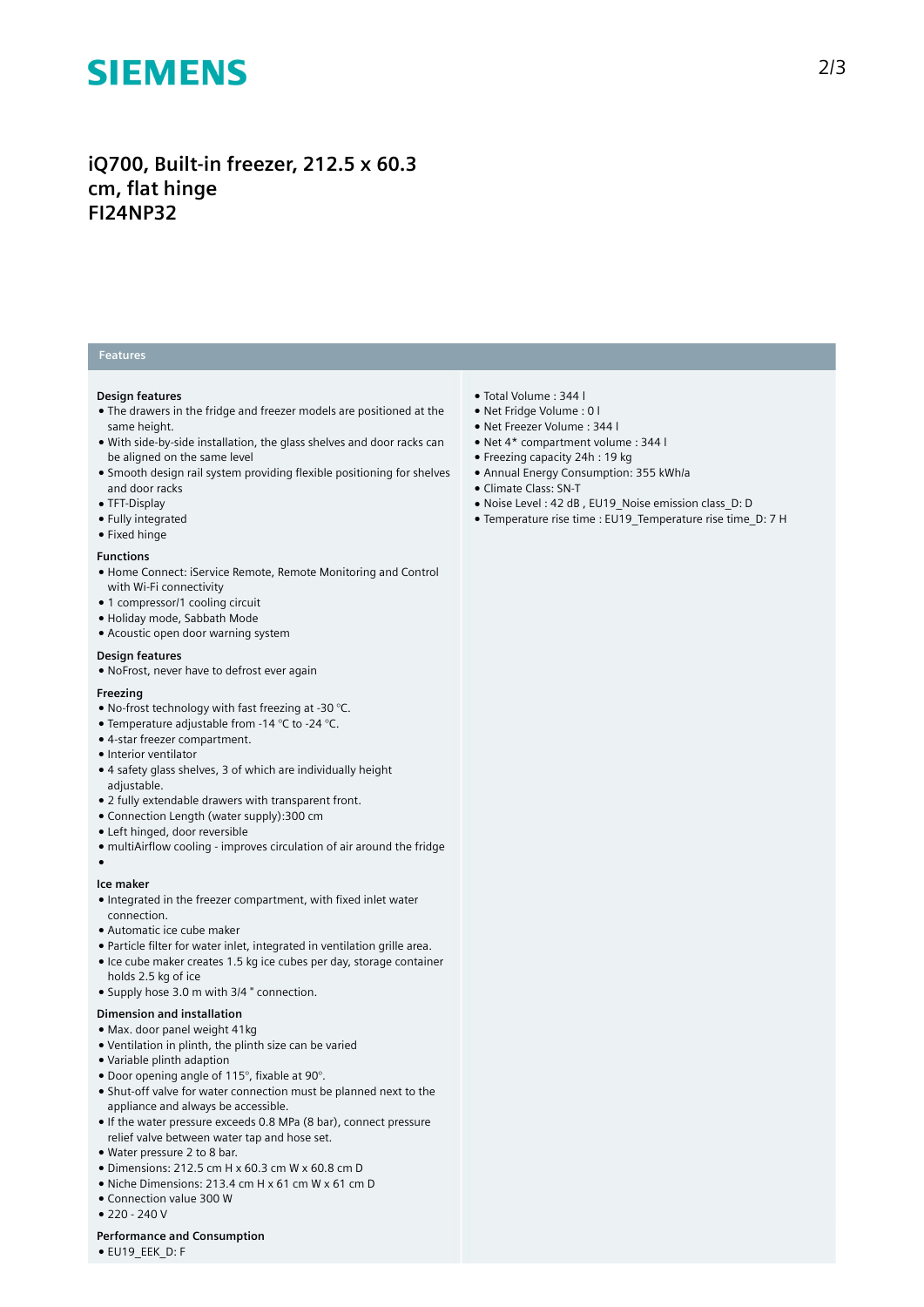# iQ700, Built-in freezer, 212.5 x 60.3 cm, flat hinge
# FI24NP32

## Features

**Design features**

- The drawers in the fridge and freezer models are positioned at the same height.
- With side-by-side installation, the glass shelves and door racks can be aligned on the same level
- Smooth design rail system providing flexible positioning for shelves and door racks
- TFT-Display
- Fully integrated
- Fixed hinge

**Functions**

- Home Connect: iService Remote, Remote Monitoring and Control with Wi-Fi connectivity
- 1 compressor/1 cooling circuit
- Holiday mode, Sabbath Mode
- Acoustic open door warning system

**Design features**

- NoFrost, never have to defrost ever again

**Freezing**

- No-frost technology with fast freezing at -30 °C.
- Temperature adjustable from -14 °C to -24 °C.
- 4-star freezer compartment.
- Interior ventilator
- 4 safety glass shelves, 3 of which are individually height adjustable.
- 2 fully extendable drawers with transparent front.
- Connection Length (water supply):300 cm
- Left hinged, door reversible
- multiAirflow cooling - improves circulation of air around the fridge
- 

**Ice maker**

- Integrated in the freezer compartment, with fixed inlet water connection.
- Automatic ice cube maker
- Particle filter for water inlet, integrated in ventilation grille area.
- Ice cube maker creates 1.5 kg ice cubes per day, storage container holds 2.5 kg of ice
- Supply hose 3.0 m with 3/4 " connection.

**Dimension and installation**

- Max. door panel weight 41kg
- Ventilation in plinth, the plinth size can be varied
- Variable plinth adaption
- Door opening angle of 115°, fixable at 90°.
- Shut-off valve for water connection must be planned next to the appliance and always be accessible.
- If the water pressure exceeds 0.8 MPa (8 bar), connect pressure relief valve between water tap and hose set.
- Water pressure 2 to 8 bar.
- Dimensions: 212.5 cm H x 60.3 cm W x 60.8 cm D
- Niche Dimensions: 213.4 cm H x 61 cm W x 61 cm D
- Connection value 300 W
- 220 - 240 V

**Performance and Consumption**

- EU19_EEK_D: F
- Total Volume : 344 l
- Net Fridge Volume : 0 l
- Net Freezer Volume : 344 l
- Net 4* compartment volume : 344 l
- Freezing capacity 24h : 19 kg
- Annual Energy Consumption: 355 kWh/a
- Climate Class: SN-T
- Noise Level : 42 dB , EU19_Noise emission class_D: D
- Temperature rise time : EU19_Temperature rise time_D: 7 H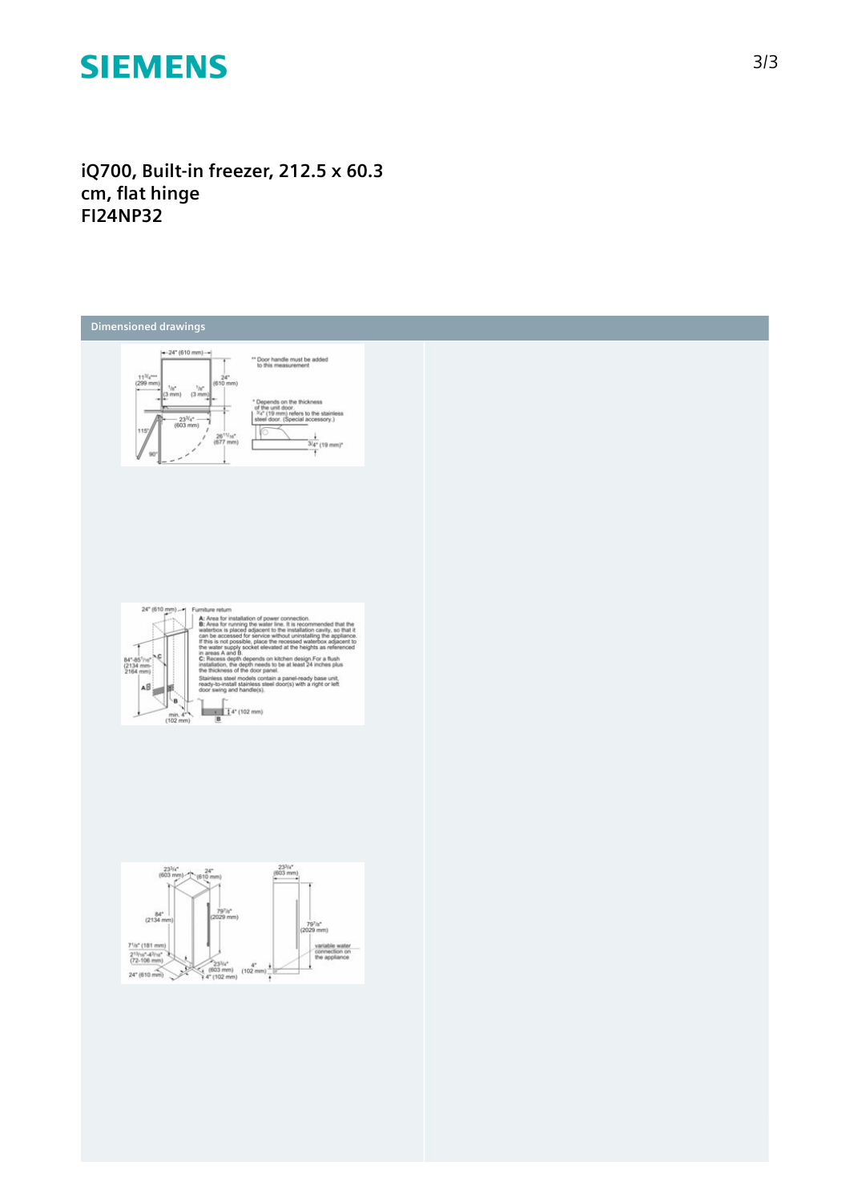# iQ700, Built-in freezer, 212.5 x 60.3 cm, flat hinge
# FI24NP32

## Dimensioned drawings

24" (610 mm)
11 3/4"*** (299 mm)
1/8" (3 mm)
1/8" (3 mm)
24" (610 mm)
23 3/4" (603 mm)
26 11/16" (677 mm)
115°
90°

** Door handle must be added to this measurement

* Depends on the thickness of the unit door. 3/4" (19 mm) refers to the stainless steel door. (Special accessory.)

3/4" (19 mm)*

24" (610 mm)
Furniture return
84"-85 7/16" (2134 mm-2164 mm)
C
A
B
min. 4" (102 mm)
4" (102 mm)

**A:** Area for installation of power connection.
**B:** Area for running the water line. It is recommended that the waterbox is placed adjacent to the installation cavity, so that it can be accessed for service without uninstalling the appliance. If this is not possible, place the recessed waterbox adjacent to the water supply socket elevated at the heights as referenced in areas A and B.
**C:** Recess depth depends on kitchen design. For a flush installation, the depth needs to be at least 24 inches plus the thickness of the door panel.
Stainless steel models contain a panel-ready base unit, ready-to-install stainless steel door(s) with a right or left door swing and handle(s).

23 3/4" (603 mm)
24" (610 mm)
84" (2134 mm)
79 7/8" (2029 mm)
7 1/8" (181 mm)
2 13/16"-4 3/16" (72-106 mm)
24" (610 mm)
23 3/4" (603 mm)
4" (102 mm)

23 3/4" (603 mm)
79 7/8" (2029 mm)
variable water connection on the appliance
4" (102 mm)